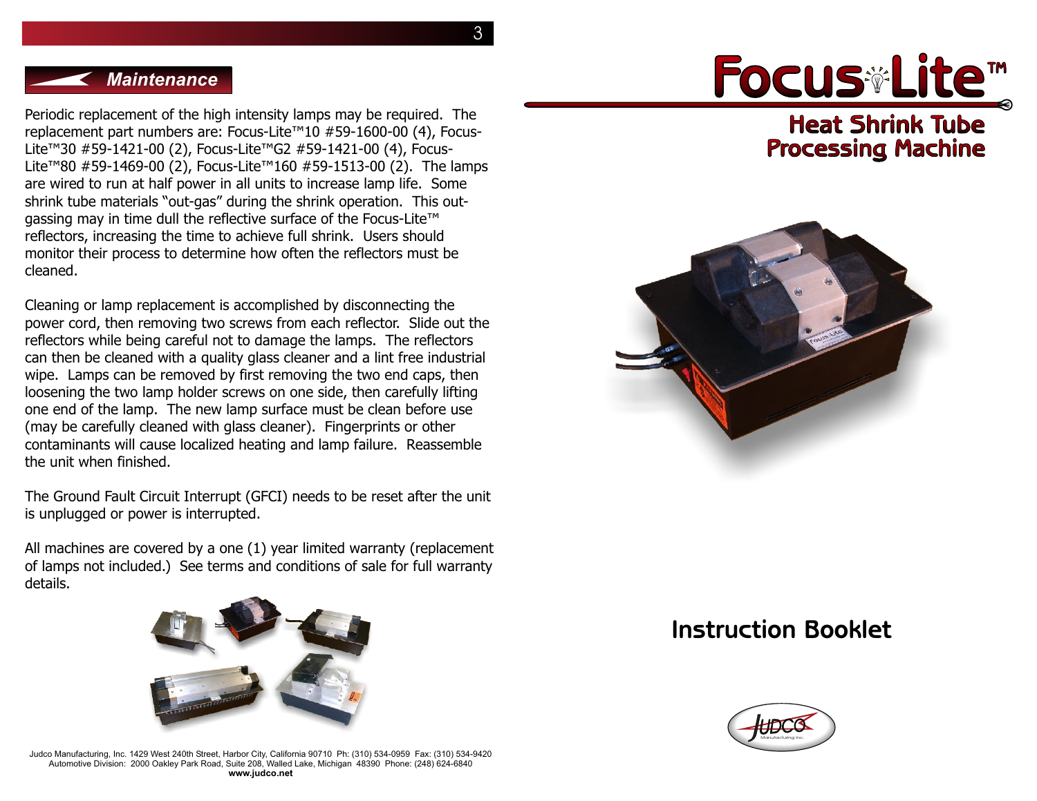## Maintenance

Periodic replacement of the high intensity lamps may be required. The replacement part numbers are: Focus-Lite™10 #59-1600-00 (4), Focus-Lite™30 #59-1421-00 (2), Focus-Lite™G2 #59-1421-00 (4), Focus-Lite™80 #59-1469-00 (2), Focus-Lite™160 #59-1513-00 (2). The lamps are wired to run at half power in all units to increase lamp life. Some shrink tube materials "out-gas" during the shrink operation. This out-gassing may in time dull the reflective surface of the Focus-Lite™ reflectors, increasing the time to achieve full shrink. Users should monitor their process to determine how often the reflectors must be cleaned.

Cleaning or lamp replacement is accomplished by disconnecting the power cord, then removing two screws from each reflector. Slide out the reflectors while being careful not to damage the lamps. The reflectors can then be cleaned with a quality glass cleaner and a lint free industrial wipe. Lamps can be removed by first removing the two end caps, then loosening the two lamp holder screws on one side, then carefully lifting one end of the lamp. The new lamp surface must be clean before use (may be carefully cleaned with glass cleaner). Fingerprints or other contaminants will cause localized heating and lamp failure. Reassemble the unit when finished.

The Ground Fault Circuit Interrupt (GFCI) needs to be reset after the unit is unplugged or power is interrupted.

All machines are covered by a one (1) year limited warranty (replacement of lamps not included.) See terms and conditions of sale for full warranty details.

Judco Manufacturing, Inc. 1429 West 240th Street, Harbor City, California 90710 Ph: (310) 534-0959 Fax: (310) 534-9420
Automotive Division: 2000 Oakley Park Road, Suite 208, Walled Lake, Michigan 48390 Phone: (248) 624-6840
**www.judco.net**

# Focus-Lite™

## Heat Shrink Tube Processing Machine

## Instruction Booklet

JUDCO Manufacturing Inc.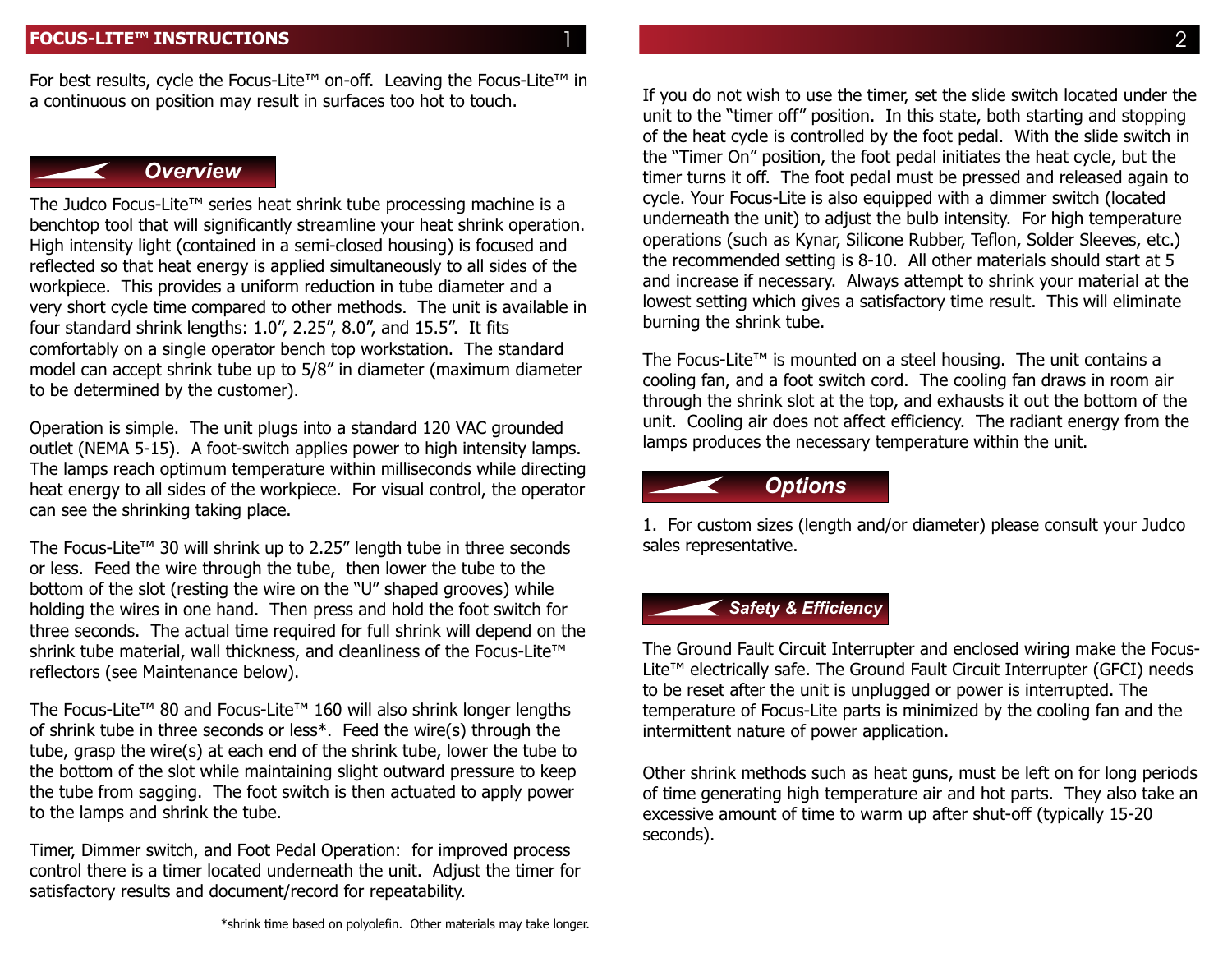# FOCUS-LITE™ INSTRUCTIONS

For best results, cycle the Focus-Lite™ on-off. Leaving the Focus-Lite™ in a continuous on position may result in surfaces too hot to touch.

## Overview

The Judco Focus-Lite™ series heat shrink tube processing machine is a benchtop tool that will significantly streamline your heat shrink operation. High intensity light (contained in a semi-closed housing) is focused and reflected so that heat energy is applied simultaneously to all sides of the workpiece. This provides a uniform reduction in tube diameter and a very short cycle time compared to other methods. The unit is available in four standard shrink lengths: 1.0", 2.25", 8.0", and 15.5". It fits comfortably on a single operator bench top workstation. The standard model can accept shrink tube up to 5/8" in diameter (maximum diameter to be determined by the customer).

Operation is simple. The unit plugs into a standard 120 VAC grounded outlet (NEMA 5-15). A foot-switch applies power to high intensity lamps. The lamps reach optimum temperature within milliseconds while directing heat energy to all sides of the workpiece. For visual control, the operator can see the shrinking taking place.

The Focus-Lite™ 30 will shrink up to 2.25" length tube in three seconds or less. Feed the wire through the tube, then lower the tube to the bottom of the slot (resting the wire on the "U" shaped grooves) while holding the wires in one hand. Then press and hold the foot switch for three seconds. The actual time required for full shrink will depend on the shrink tube material, wall thickness, and cleanliness of the Focus-Lite™ reflectors (see Maintenance below).

The Focus-Lite™ 80 and Focus-Lite™ 160 will also shrink longer lengths of shrink tube in three seconds or less*. Feed the wire(s) through the tube, grasp the wire(s) at each end of the shrink tube, lower the tube to the bottom of the slot while maintaining slight outward pressure to keep the tube from sagging. The foot switch is then actuated to apply power to the lamps and shrink the tube.

Timer, Dimmer switch, and Foot Pedal Operation: for improved process control there is a timer located underneath the unit. Adjust the timer for satisfactory results and document/record for repeatability.

*shrink time based on polyolefin. Other materials may take longer.

If you do not wish to use the timer, set the slide switch located under the unit to the "timer off" position. In this state, both starting and stopping of the heat cycle is controlled by the foot pedal. With the slide switch in the "Timer On" position, the foot pedal initiates the heat cycle, but the timer turns it off. The foot pedal must be pressed and released again to cycle. Your Focus-Lite is also equipped with a dimmer switch (located underneath the unit) to adjust the bulb intensity. For high temperature operations (such as Kynar, Silicone Rubber, Teflon, Solder Sleeves, etc.) the recommended setting is 8-10. All other materials should start at 5 and increase if necessary. Always attempt to shrink your material at the lowest setting which gives a satisfactory time result. This will eliminate burning the shrink tube.

The Focus-Lite™ is mounted on a steel housing. The unit contains a cooling fan, and a foot switch cord. The cooling fan draws in room air through the shrink slot at the top, and exhausts it out the bottom of the unit. Cooling air does not affect efficiency. The radiant energy from the lamps produces the necessary temperature within the unit.

## Options

1. For custom sizes (length and/or diameter) please consult your Judco sales representative.

## Safety & Efficiency

The Ground Fault Circuit Interrupter and enclosed wiring make the Focus-Lite™ electrically safe. The Ground Fault Circuit Interrupter (GFCI) needs to be reset after the unit is unplugged or power is interrupted. The temperature of Focus-Lite parts is minimized by the cooling fan and the intermittent nature of power application.

Other shrink methods such as heat guns, must be left on for long periods of time generating high temperature air and hot parts. They also take an excessive amount of time to warm up after shut-off (typically 15-20 seconds).